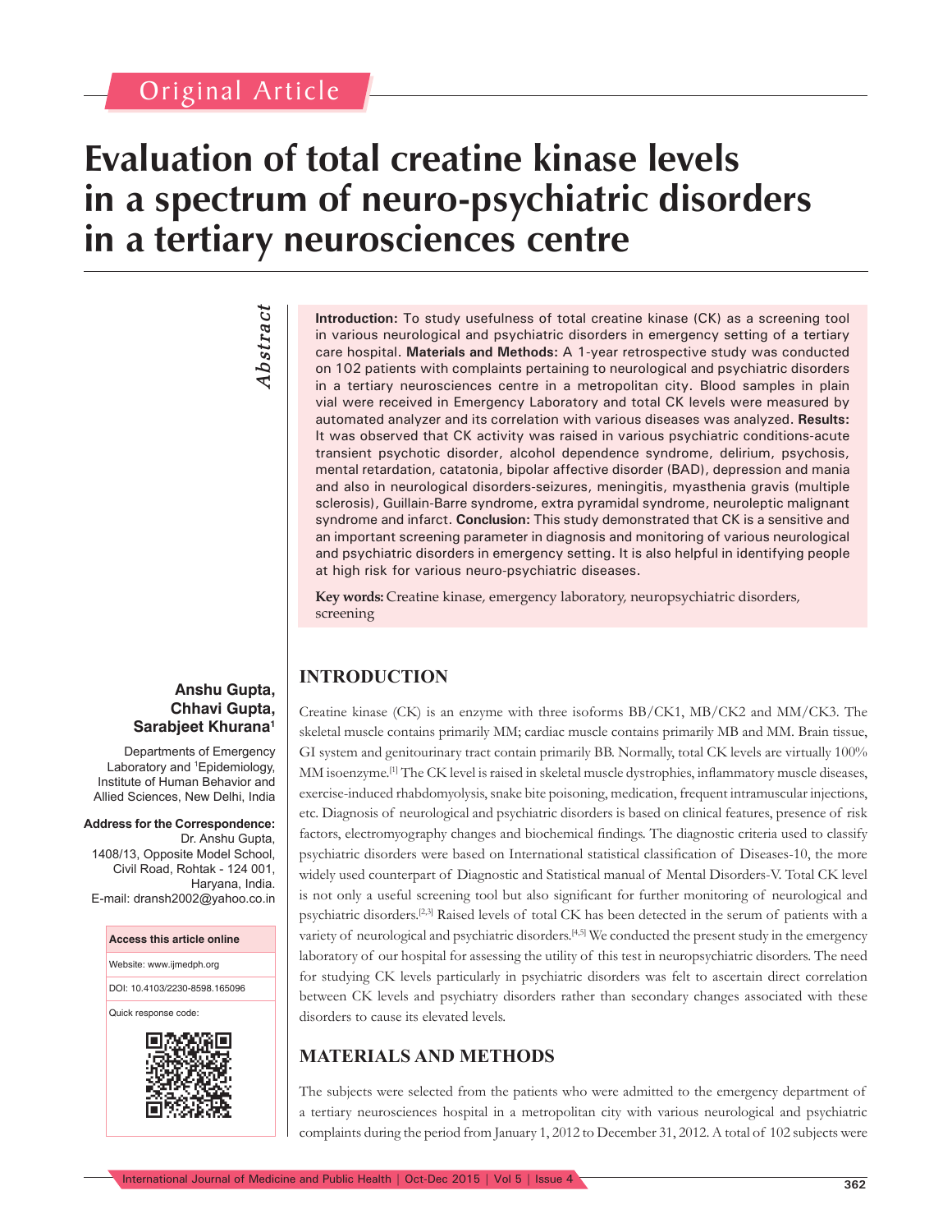Original Article

# Evaluation of total creatine kinase levels in a spectrum of neuro-psychiatric disorders in a tertiary neurosciences centre

**Anshu Gupta, Chhavi Gupta, Sarabjeet Khurana[1]**

Departments of Emergency Laboratory and [1]Epidemiology, Institute of Human Behavior and Allied Sciences, New Delhi, India

**Address for the Correspondence:**
Dr. Anshu Gupta,
1408/13, Opposite Model School,
Civil Road, Rohtak - 124 001,
Haryana, India.
E-mail: dransh2002@yahoo.co.in

| Access this article online |
| --- |
| Website: www.ijmedph.org |
| DOI: 10.4103/2230-8598.165096 |
| Quick response code: |

## Abstract

**Introduction:** To study usefulness of total creatine kinase (CK) as a screening tool in various neurological and psychiatric disorders in emergency setting of a tertiary care hospital. **Materials and Methods:** A 1-year retrospective study was conducted on 102 patients with complaints pertaining to neurological and psychiatric disorders in a tertiary neurosciences centre in a metropolitan city. Blood samples in plain vial were received in Emergency Laboratory and total CK levels were measured by automated analyzer and its correlation with various diseases was analyzed. **Results:** It was observed that CK activity was raised in various psychiatric conditions-acute transient psychotic disorder, alcohol dependence syndrome, delirium, psychosis, mental retardation, catatonia, bipolar affective disorder (BAD), depression and mania and also in neurological disorders-seizures, meningitis, myasthenia gravis (multiple sclerosis), Guillain-Barre syndrome, extra pyramidal syndrome, neuroleptic malignant syndrome and infarct. **Conclusion:** This study demonstrated that CK is a sensitive and an important screening parameter in diagnosis and monitoring of various neurological and psychiatric disorders in emergency setting. It is also helpful in identifying people at high risk for various neuro-psychiatric diseases.

**Key words:** Creatine kinase, emergency laboratory, neuropsychiatric disorders, screening

## INTRODUCTION

Creatine kinase (CK) is an enzyme with three isoforms BB/CK1, MB/CK2 and MM/CK3. The skeletal muscle contains primarily MM; cardiac muscle contains primarily MB and MM. Brain tissue, GI system and genitourinary tract contain primarily BB. Normally, total CK levels are virtually 100% MM isoenzyme.[1] The CK level is raised in skeletal muscle dystrophies, inflammatory muscle diseases, exercise-induced rhabdomyolysis, snake bite poisoning, medication, frequent intramuscular injections, etc. Diagnosis of neurological and psychiatric disorders is based on clinical features, presence of risk factors, electromyography changes and biochemical findings. The diagnostic criteria used to classify psychiatric disorders were based on International statistical classification of Diseases-10, the more widely used counterpart of Diagnostic and Statistical manual of Mental Disorders-V. Total CK level is not only a useful screening tool but also significant for further monitoring of neurological and psychiatric disorders.[2,3] Raised levels of total CK has been detected in the serum of patients with a variety of neurological and psychiatric disorders.[4,5] We conducted the present study in the emergency laboratory of our hospital for assessing the utility of this test in neuropsychiatric disorders. The need for studying CK levels particularly in psychiatric disorders was felt to ascertain direct correlation between CK levels and psychiatry disorders rather than secondary changes associated with these disorders to cause its elevated levels.

## MATERIALS AND METHODS

The subjects were selected from the patients who were admitted to the emergency department of a tertiary neurosciences hospital in a metropolitan city with various neurological and psychiatric complaints during the period from January 1, 2012 to December 31, 2012. A total of 102 subjects were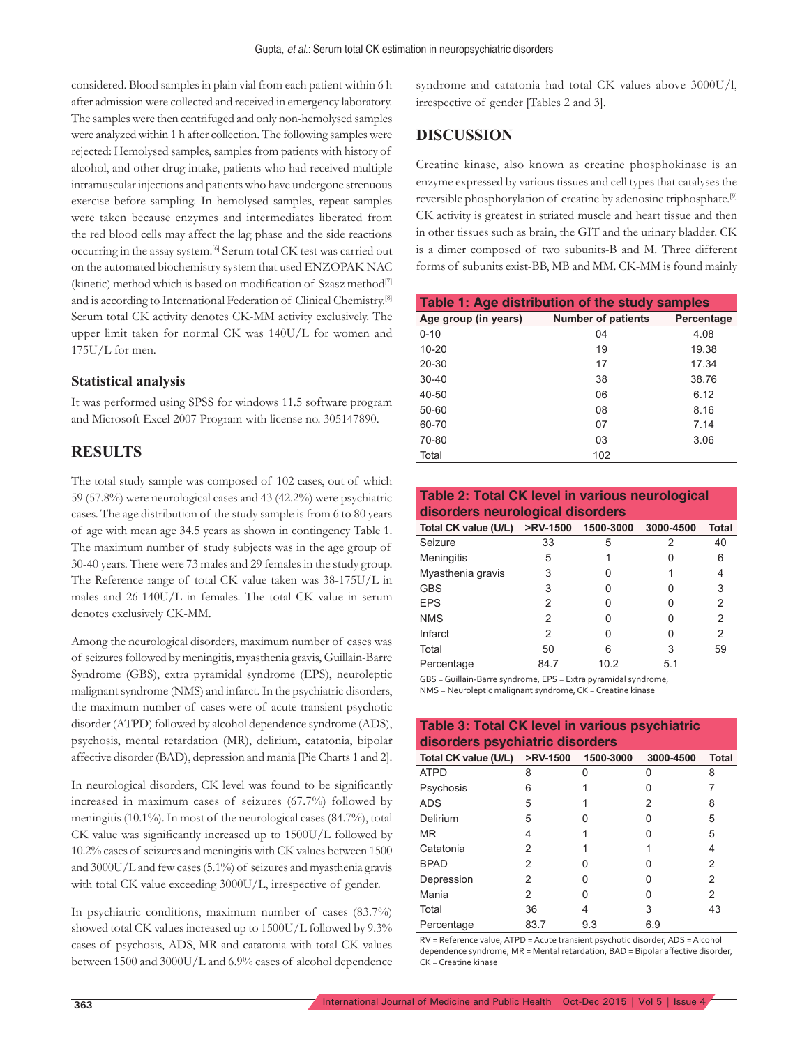considered. Blood samples in plain vial from each patient within 6 h after admission were collected and received in emergency laboratory. The samples were then centrifuged and only non-hemolysed samples were analyzed within 1 h after collection. The following samples were rejected: Hemolysed samples, samples from patients with history of alcohol, and other drug intake, patients who had received multiple intramuscular injections and patients who have undergone strenuous exercise before sampling. In hemolysed samples, repeat samples were taken because enzymes and intermediates liberated from the red blood cells may affect the lag phase and the side reactions occurring in the assay system.[6] Serum total CK test was carried out on the automated biochemistry system that used ENZOPAK NAC (kinetic) method which is based on modification of Szasz method[7] and is according to International Federation of Clinical Chemistry.[8] Serum total CK activity denotes CK-MM activity exclusively. The upper limit taken for normal CK was 140U/L for women and 175U/L for men.

### Statistical analysis

It was performed using SPSS for windows 11.5 software program and Microsoft Excel 2007 Program with license no. 305147890.

## RESULTS

The total study sample was composed of 102 cases, out of which 59 (57.8%) were neurological cases and 43 (42.2%) were psychiatric cases. The age distribution of the study sample is from 6 to 80 years of age with mean age 34.5 years as shown in contingency Table 1. The maximum number of study subjects was in the age group of 30-40 years. There were 73 males and 29 females in the study group. The Reference range of total CK value taken was 38-175U/L in males and 26-140U/L in females. The total CK value in serum denotes exclusively CK-MM.

Among the neurological disorders, maximum number of cases was of seizures followed by meningitis, myasthenia gravis, Guillain-Barre Syndrome (GBS), extra pyramidal syndrome (EPS), neuroleptic malignant syndrome (NMS) and infarct. In the psychiatric disorders, the maximum number of cases were of acute transient psychotic disorder (ATPD) followed by alcohol dependence syndrome (ADS), psychosis, mental retardation (MR), delirium, catatonia, bipolar affective disorder (BAD), depression and mania [Pie Charts 1 and 2].

In neurological disorders, CK level was found to be significantly increased in maximum cases of seizures (67.7%) followed by meningitis (10.1%). In most of the neurological cases (84.7%), total CK value was significantly increased up to 1500U/L followed by 10.2% cases of seizures and meningitis with CK values between 1500 and 3000U/L and few cases (5.1%) of seizures and myasthenia gravis with total CK value exceeding 3000U/L, irrespective of gender.

In psychiatric conditions, maximum number of cases (83.7%) showed total CK values increased up to 1500U/L followed by 9.3% cases of psychosis, ADS, MR and catatonia with total CK values between 1500 and 3000U/L and 6.9% cases of alcohol dependence syndrome and catatonia had total CK values above 3000U/l, irrespective of gender [Tables 2 and 3].

## DISCUSSION

Creatine kinase, also known as creatine phosphokinase is an enzyme expressed by various tissues and cell types that catalyses the reversible phosphorylation of creatine by adenosine triphosphate.[9] CK activity is greatest in striated muscle and heart tissue and then in other tissues such as brain, the GIT and the urinary bladder. CK is a dimer composed of two subunits-B and M. Three different forms of subunits exist-BB, MB and MM. CK-MM is found mainly

**Table 1: Age distribution of the study samples**

| Age group (in years) | Number of patients | Percentage |
|---|---|---|
| 0-10 | 04 | 4.08 |
| 10-20 | 19 | 19.38 |
| 20-30 | 17 | 17.34 |
| 30-40 | 38 | 38.76 |
| 40-50 | 06 | 6.12 |
| 50-60 | 08 | 8.16 |
| 60-70 | 07 | 7.14 |
| 70-80 | 03 | 3.06 |
| Total | 102 | |

**Table 2: Total CK level in various neurological disorders neurological disorders**

| Total CK value (U/L) | >RV-1500 | 1500-3000 | 3000-4500 | Total |
|---|---|---|---|---|
| Seizure | 33 | 5 | 2 | 40 |
| Meningitis | 5 | 1 | 0 | 6 |
| Myasthenia gravis | 3 | 0 | 1 | 4 |
| GBS | 3 | 0 | 0 | 3 |
| EPS | 2 | 0 | 0 | 2 |
| NMS | 2 | 0 | 0 | 2 |
| Infarct | 2 | 0 | 0 | 2 |
| Total | 50 | 6 | 3 | 59 |
| Percentage | 84.7 | 10.2 | 5.1 | |

GBS = Guillain-Barre syndrome, EPS = Extra pyramidal syndrome, NMS = Neuroleptic malignant syndrome, CK = Creatine kinase

**Table 3: Total CK level in various psychiatric disorders psychiatric disorders**

| Total CK value (U/L) | >RV-1500 | 1500-3000 | 3000-4500 | Total |
|---|---|---|---|---|
| ATPD | 8 | 0 | 0 | 8 |
| Psychosis | 6 | 1 | 0 | 7 |
| ADS | 5 | 1 | 2 | 8 |
| Delirium | 5 | 0 | 0 | 5 |
| MR | 4 | 1 | 0 | 5 |
| Catatonia | 2 | 1 | 1 | 4 |
| BPAD | 2 | 0 | 0 | 2 |
| Depression | 2 | 0 | 0 | 2 |
| Mania | 2 | 0 | 0 | 2 |
| Total | 36 | 4 | 3 | 43 |
| Percentage | 83.7 | 9.3 | 6.9 | |

RV = Reference value, ATPD = Acute transient psychotic disorder, ADS = Alcohol dependence syndrome, MR = Mental retardation, BAD = Bipolar affective disorder, CK = Creatine kinase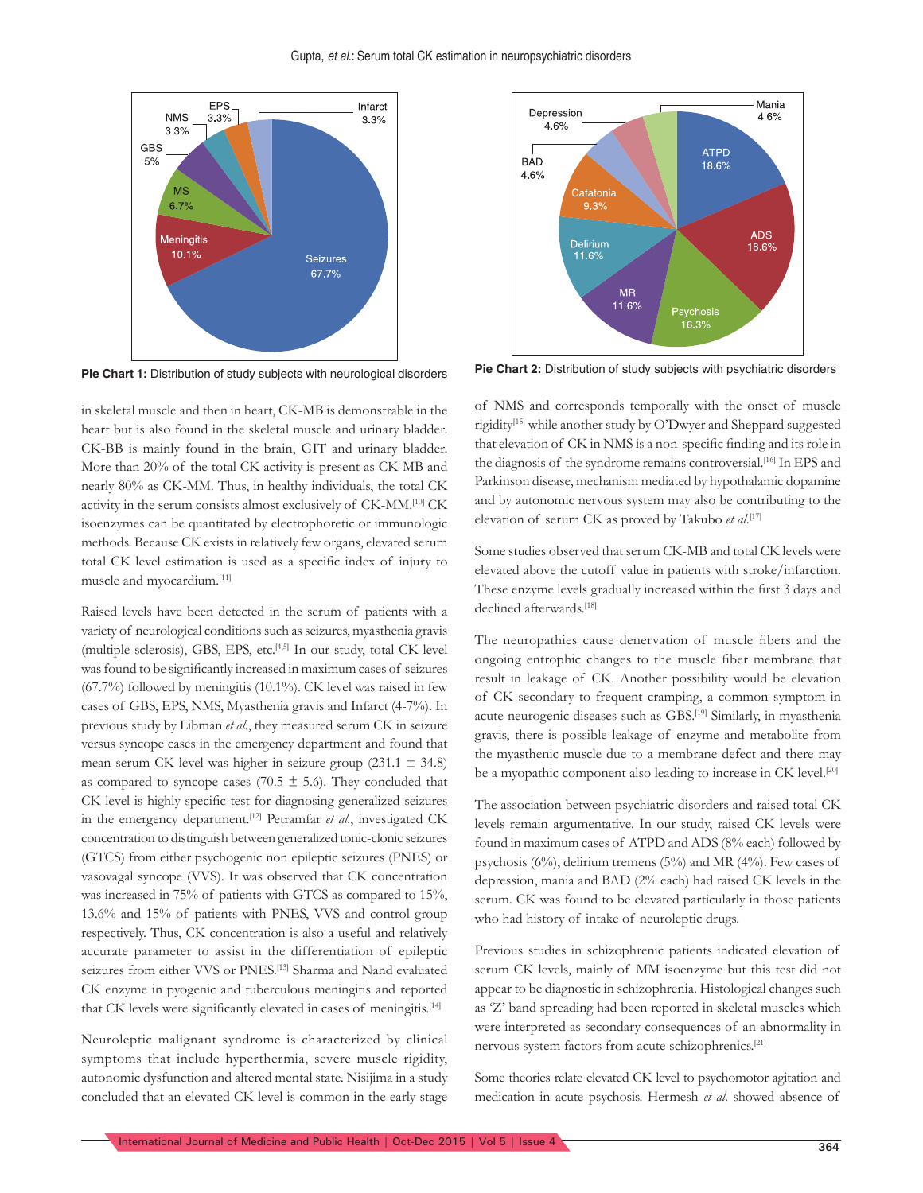Pie Chart 1: Distribution of study subjects with neurological disorders

Pie Chart 2: Distribution of study subjects with psychiatric disorders

in skeletal muscle and then in heart, CK-MB is demonstrable in the heart but is also found in the skeletal muscle and urinary bladder. CK-BB is mainly found in the brain, GIT and urinary bladder. More than 20% of the total CK activity is present as CK-MB and nearly 80% as CK-MM. Thus, in healthy individuals, the total CK activity in the serum consists almost exclusively of CK-MM.[10] CK isoenzymes can be quantitated by electrophoretic or immunologic methods. Because CK exists in relatively few organs, elevated serum total CK level estimation is used as a specific index of injury to muscle and myocardium.[11]

Raised levels have been detected in the serum of patients with a variety of neurological conditions such as seizures, myasthenia gravis (multiple sclerosis), GBS, EPS, etc.[4,5] In our study, total CK level was found to be significantly increased in maximum cases of seizures (67.7%) followed by meningitis (10.1%). CK level was raised in few cases of GBS, EPS, NMS, Myasthenia gravis and Infarct (4-7%). In previous study by Libman *et al*., they measured serum CK in seizure versus syncope cases in the emergency department and found that mean serum CK level was higher in seizure group (231.1 ± 34.8) as compared to syncope cases (70.5 ± 5.6). They concluded that CK level is highly specific test for diagnosing generalized seizures in the emergency department.[12] Petramfar *et al*., investigated CK concentration to distinguish between generalized tonic-clonic seizures (GTCS) from either psychogenic non epileptic seizures (PNES) or vasovagal syncope (VVS). It was observed that CK concentration was increased in 75% of patients with GTCS as compared to 15%, 13.6% and 15% of patients with PNES, VVS and control group respectively. Thus, CK concentration is also a useful and relatively accurate parameter to assist in the differentiation of epileptic seizures from either VVS or PNES.[13] Sharma and Nand evaluated CK enzyme in pyogenic and tuberculous meningitis and reported that CK levels were significantly elevated in cases of meningitis.[14]

Neuroleptic malignant syndrome is characterized by clinical symptoms that include hyperthermia, severe muscle rigidity, autonomic dysfunction and altered mental state. Nisijima in a study concluded that an elevated CK level is common in the early stage of NMS and corresponds temporally with the onset of muscle rigidity[15] while another study by O'Dwyer and Sheppard suggested that elevation of CK in NMS is a non-specific finding and its role in the diagnosis of the syndrome remains controversial.[16] In EPS and Parkinson disease, mechanism mediated by hypothalamic dopamine and by autonomic nervous system may also be contributing to the elevation of serum CK as proved by Takubo *et al*.[17]

Some studies observed that serum CK-MB and total CK levels were elevated above the cutoff value in patients with stroke/infarction. These enzyme levels gradually increased within the first 3 days and declined afterwards.[18]

The neuropathies cause denervation of muscle fibers and the ongoing entrophic changes to the muscle fiber membrane that result in leakage of CK. Another possibility would be elevation of CK secondary to frequent cramping, a common symptom in acute neurogenic diseases such as GBS.[19] Similarly, in myasthenia gravis, there is possible leakage of enzyme and metabolite from the myasthenic muscle due to a membrane defect and there may be a myopathic component also leading to increase in CK level.[20]

The association between psychiatric disorders and raised total CK levels remain argumentative. In our study, raised CK levels were found in maximum cases of ATPD and ADS (8% each) followed by psychosis (6%), delirium tremens (5%) and MR (4%). Few cases of depression, mania and BAD (2% each) had raised CK levels in the serum. CK was found to be elevated particularly in those patients who had history of intake of neuroleptic drugs.

Previous studies in schizophrenic patients indicated elevation of serum CK levels, mainly of MM isoenzyme but this test did not appear to be diagnostic in schizophrenia. Histological changes such as 'Z' band spreading had been reported in skeletal muscles which were interpreted as secondary consequences of an abnormality in nervous system factors from acute schizophrenics.[21]

Some theories relate elevated CK level to psychomotor agitation and medication in acute psychosis. Hermesh *et al.* showed absence of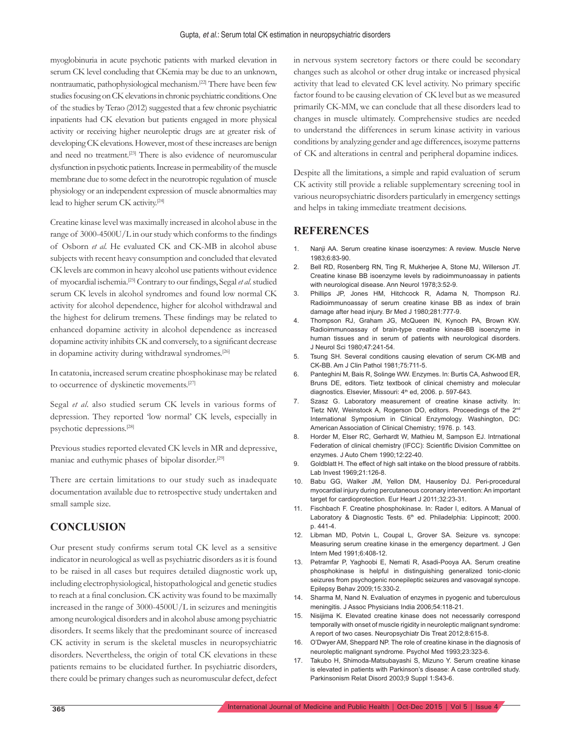myoglobinuria in acute psychotic patients with marked elevation in serum CK level concluding that CKemia may be due to an unknown, nontraumatic, pathophysiological mechanism.[22] There have been few studies focusing on CK elevations in chronic psychiatric conditions. One of the studies by Terao (2012) suggested that a few chronic psychiatric inpatients had CK elevation but patients engaged in more physical activity or receiving higher neuroleptic drugs are at greater risk of developing CK elevations. However, most of these increases are benign and need no treatment.[23] There is also evidence of neuromuscular dysfunction in psychotic patients. Increase in permeability of the muscle membrane due to some defect in the neurotropic regulation of muscle physiology or an independent expression of muscle abnormalties may lead to higher serum CK activity.[24]

Creatine kinase level was maximally increased in alcohol abuse in the range of 3000-4500U/L in our study which conforms to the findings of Osborn *et al*. He evaluated CK and CK-MB in alcohol abuse subjects with recent heavy consumption and concluded that elevated CK levels are common in heavy alcohol use patients without evidence of myocardial ischemia.[25] Contrary to our findings, Segal *et al*. studied serum CK levels in alcohol syndromes and found low normal CK activity for alcohol dependence, higher for alcohol withdrawal and the highest for delirum tremens. These findings may be related to enhanced dopamine activity in alcohol dependence as increased dopamine activity inhibits CK and conversely, to a significant decrease in dopamine activity during withdrawal syndromes.[26]

In catatonia, increased serum creatine phosphokinase may be related to occurrence of dyskinetic movements.[27]

Segal *et al*. also studied serum CK levels in various forms of depression. They reported 'low normal' CK levels, especially in psychotic depressions.[28]

Previous studies reported elevated CK levels in MR and depressive, maniac and euthymic phases of bipolar disorder.[29]

There are certain limitations to our study such as inadequate documentation available due to retrospective study undertaken and small sample size.

## CONCLUSION

Our present study confirms serum total CK level as a sensitive indicator in neurological as well as psychiatric disorders as it is found to be raised in all cases but requires detailed diagnostic work up, including electrophysiological, histopathological and genetic studies to reach at a final conclusion. CK activity was found to be maximally increased in the range of 3000-4500U/L in seizures and meningitis among neurological disorders and in alcohol abuse among psychiatric disorders. It seems likely that the predominant source of increased CK activity in serum is the skeletal muscles in neuropsychiatric disorders. Nevertheless, the origin of total CK elevations in these patients remains to be elucidated further. In psychiatric disorders, there could be primary changes such as neuromuscular defect, defect in nervous system secretory factors or there could be secondary changes such as alcohol or other drug intake or increased physical activity that lead to elevated CK level activity. No primary specific factor found to be causing elevation of CK level but as we measured primarily CK-MM, we can conclude that all these disorders lead to changes in muscle ultimately. Comprehensive studies are needed to understand the differences in serum kinase activity in various conditions by analyzing gender and age differences, isozyme patterns of CK and alterations in central and peripheral dopamine indices.

Despite all the limitations, a simple and rapid evaluation of serum CK activity still provide a reliable supplementary screening tool in various neuropsychiatric disorders particularly in emergency settings and helps in taking immediate treatment decisions.

## REFERENCES

1. Nanji AA. Serum creatine kinase isoenzymes: A review. Muscle Nerve 1983;6:83-90.
2. Bell RD, Rosenberg RN, Ting R, Mukherjee A, Stone MJ, Willerson JT. Creatine kinase BB isoenzyme levels by radioimmunoassay in patients with neurological disease. Ann Neurol 1978;3:52-9.
3. Phillips JP, Jones HM, Hitchcock R, Adama N, Thompson RJ. Radioimmunoassay of serum creatine kinase BB as index of brain damage after head injury. Br Med J 1980;281:777-9.
4. Thompson RJ, Graham JG, McQueen IN, Kynoch PA, Brown KW. Radioimmunoassay of brain-type creatine kinase-BB isoenzyme in human tissues and in serum of patients with neurological disorders. J Neurol Sci 1980;47:241-54.
5. Tsung SH. Several conditions causing elevation of serum CK-MB and CK-BB. Am J Clin Pathol 1981;75:711-5.
6. Panteghini M, Bais R, Solinge WW. Enzymes. In: Burtis CA, Ashwood ER, Bruns DE, editors. Tietz textbook of clinical chemistry and molecular diagnostics. Elsevier, Missouri: 4th ed, 2006. p. 597-643.
7. Szasz G. Laboratory measurement of creatine kinase activity. In: Tietz NW, Weinstock A, Rogerson DO, editors. Proceedings of the 2nd International Symposium in Clinical Enzymology. Washington, DC: American Association of Clinical Chemistry; 1976. p. 143.
8. Horder M, Elser RC, Gerhardt W, Mathieu M, Sampson EJ. Intrnational Federation of clinical chemistry (IFCC): Scientific Division Committee on enzymes. J Auto Chem 1990;12:22-40.
9. Goldblatt H. The effect of high salt intake on the blood pressure of rabbits. Lab Invest 1969;21:126-8.
10. Babu GG, Walker JM, Yellon DM, Hausenloy DJ. Peri-procedural myocardial injury during percutaneous coronary intervention: An important target for cardioprotection. Eur Heart J 2011;32:23-31.
11. Fischbach F. Creatine phosphokinase. In: Rader I, editors. A Manual of Laboratory & Diagnostic Tests. 6th ed. Philadelphia: Lippincott; 2000. p. 441-4.
12. Libman MD, Potvin L, Coupal L, Grover SA. Seizure vs. syncope: Measuring serum creatine kinase in the emergency department. J Gen Intern Med 1991;6:408-12.
13. Petramfar P, Yaghoobi E, Nemati R, Asadi-Pooya AA. Serum creatine phosphokinase is helpful in distinguishing generalized tonic-clonic seizures from psychogenic nonepileptic seizures and vasovagal syncope. Epilepsy Behav 2009;15:330-2.
14. Sharma M, Nand N. Evaluation of enzymes in pyogenic and tuberculous meningitis. J Assoc Physicians India 2006;54:118-21.
15. Nisijima K. Elevated creatine kinase does not necessarily correspond temporally with onset of muscle rigidity in neuroleptic malignant syndrome: A report of two cases. Neuropsychiatr Dis Treat 2012;8:615-8.
16. O'Dwyer AM, Sheppard NP. The role of creatine kinase in the diagnosis of neuroleptic malignant syndrome. Psychol Med 1993;23:323-6.
17. Takubo H, Shimoda-Matsubayashi S, Mizuno Y. Serum creatine kinase is elevated in patients with Parkinson's disease: A case controlled study. Parkinsonism Relat Disord 2003;9 Suppl 1:S43-6.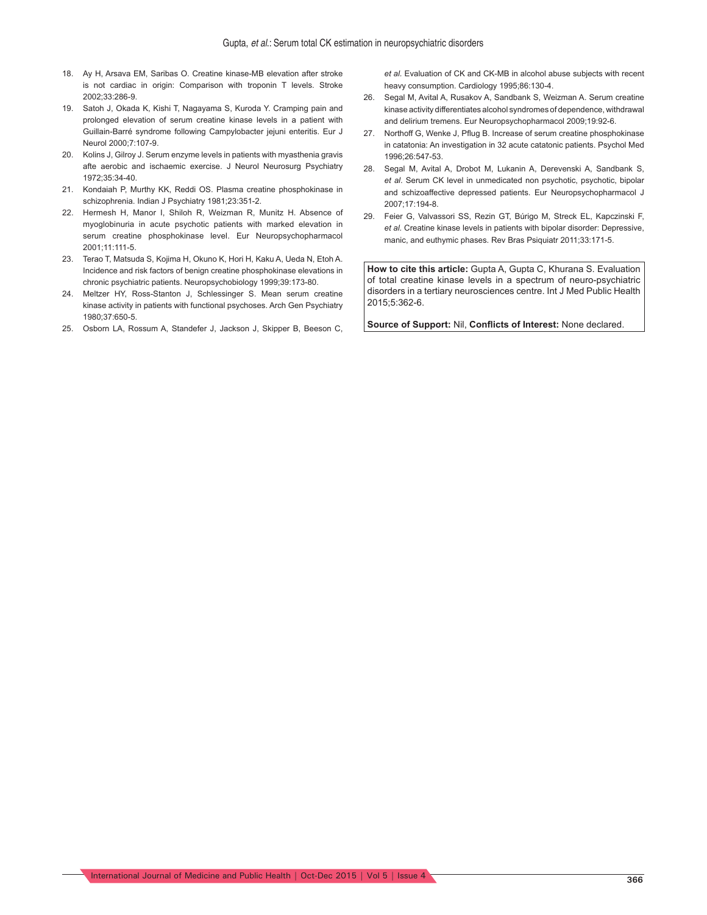18. Ay H, Arsava EM, Saribas O. Creatine kinase-MB elevation after stroke is not cardiac in origin: Comparison with troponin T levels. Stroke 2002;33:286-9.
19. Satoh J, Okada K, Kishi T, Nagayama S, Kuroda Y. Cramping pain and prolonged elevation of serum creatine kinase levels in a patient with Guillain-Barré syndrome following Campylobacter jejuni enteritis. Eur J Neurol 2000;7:107-9.
20. Kolins J, Gilroy J. Serum enzyme levels in patients with myasthenia gravis afte aerobic and ischaemic exercise. J Neurol Neurosurg Psychiatry 1972;35:34-40.
21. Kondaiah P, Murthy KK, Reddi OS. Plasma creatine phosphokinase in schizophrenia. Indian J Psychiatry 1981;23:351-2.
22. Hermesh H, Manor I, Shiloh R, Weizman R, Munitz H. Absence of myoglobinuria in acute psychotic patients with marked elevation in serum creatine phosphokinase level. Eur Neuropsychopharmacol 2001;11:111-5.
23. Terao T, Matsuda S, Kojima H, Okuno K, Hori H, Kaku A, Ueda N, Etoh A. Incidence and risk factors of benign creatine phosphokinase elevations in chronic psychiatric patients. Neuropsychobiology 1999;39:173-80.
24. Meltzer HY, Ross-Stanton J, Schlessinger S. Mean serum creatine kinase activity in patients with functional psychoses. Arch Gen Psychiatry 1980;37:650-5.
25. Osborn LA, Rossum A, Standefer J, Jackson J, Skipper B, Beeson C, *et al.* Evaluation of CK and CK-MB in alcohol abuse subjects with recent heavy consumption. Cardiology 1995;86:130-4.
26. Segal M, Avital A, Rusakov A, Sandbank S, Weizman A. Serum creatine kinase activity differentiates alcohol syndromes of dependence, withdrawal and delirium tremens. Eur Neuropsychopharmacol 2009;19:92-6.
27. Northoff G, Wenke J, Pflug B. Increase of serum creatine phosphokinase in catatonia: An investigation in 32 acute catatonic patients. Psychol Med 1996;26:547-53.
28. Segal M, Avital A, Drobot M, Lukanin A, Derevenski A, Sandbank S, *et al.* Serum CK level in unmedicated non psychotic, psychotic, bipolar and schizoaffective depressed patients. Eur Neuropsychopharmacol J 2007;17:194-8.
29. Feier G, Valvassori SS, Rezin GT, Búrigo M, Streck EL, Kapczinski F, *et al.* Creatine kinase levels in patients with bipolar disorder: Depressive, manic, and euthymic phases. Rev Bras Psiquiatr 2011;33:171-5.

**How to cite this article:** Gupta A, Gupta C, Khurana S. Evaluation of total creatine kinase levels in a spectrum of neuro-psychiatric disorders in a tertiary neurosciences centre. Int J Med Public Health 2015;5:362-6.

**Source of Support:** Nil, **Conflicts of Interest:** None declared.